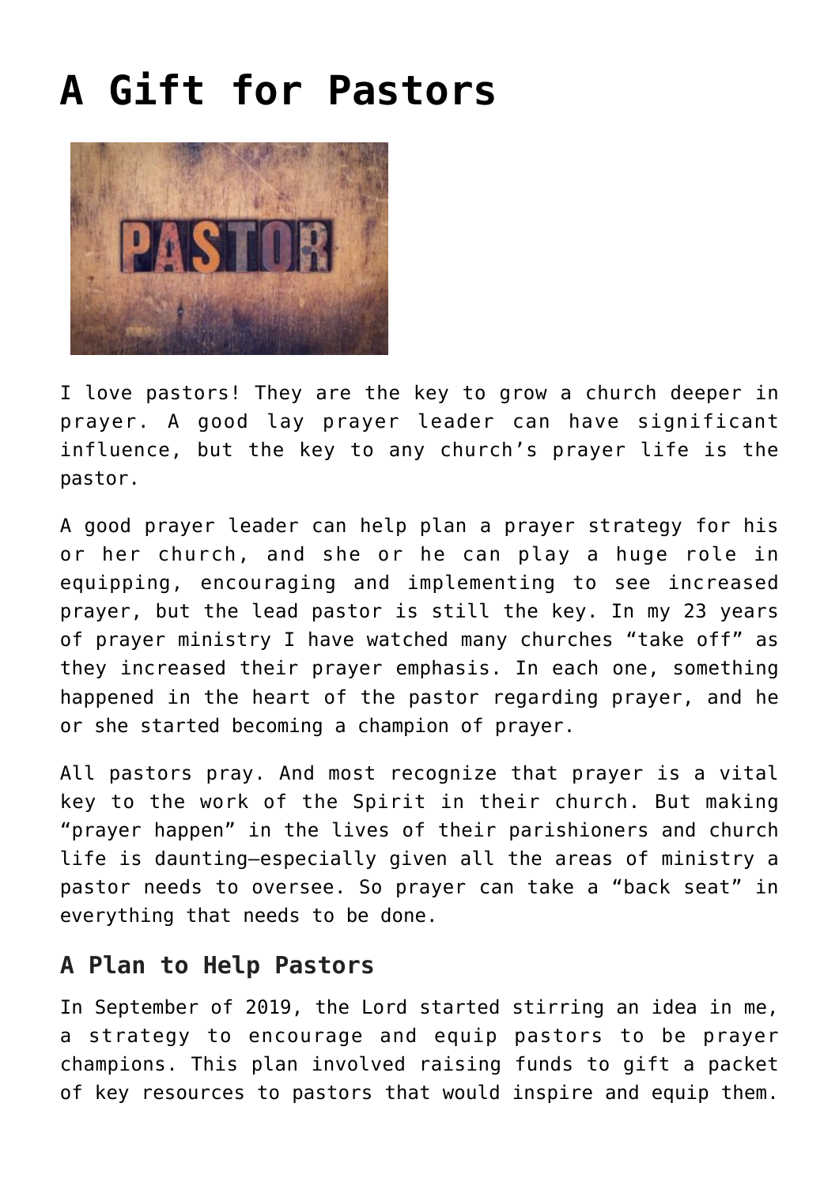# A Gift for Pastors

I love pastors! They are the key to grow a church deeper in prayer. A good lay prayer leader can have significant influence, but the key to any church's prayer life is the pastor.

A good prayer leader can help plan a prayer strategy for his or her church, and she or he can play a huge role in equipping, encouraging and implementing to see increased prayer, but the lead pastor is still the key. In my 23 years of prayer ministry I have watched many churches "take off" as they increased their prayer emphasis. In each one, something happened in the heart of the pastor regarding prayer, and he or she started becoming a champion of prayer.

All pastors pray. And most recognize that prayer is a vital key to the work of the Spirit in their church. But making "prayer happen" in the lives of their parishioners and church life is daunting—especially given all the areas of ministry a pastor needs to oversee. So prayer can take a "back seat" in everything that needs to be done.

## A Plan to Help Pastors

In September of 2019, the Lord started stirring an idea in me, a strategy to encourage and equip pastors to be prayer champions. This plan involved raising funds to gift a packet of key resources to pastors that would inspire and equip them.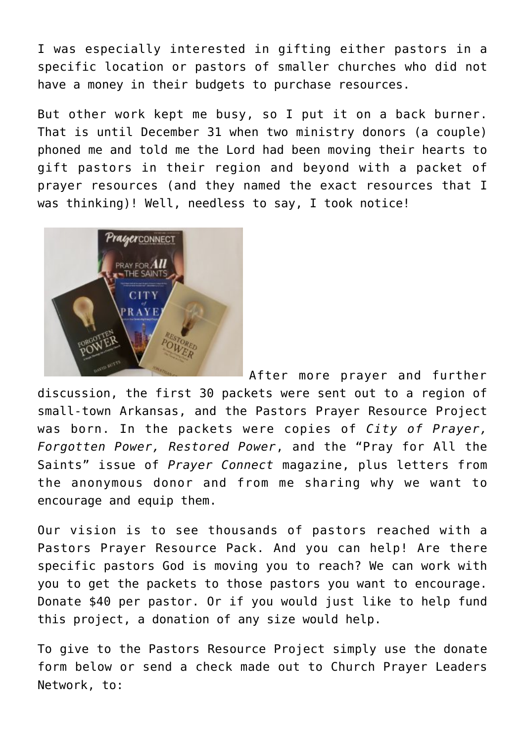I was especially interested in gifting either pastors in a specific location or pastors of smaller churches who did not have a money in their budgets to purchase resources.

But other work kept me busy, so I put it on a back burner. That is until December 31 when two ministry donors (a couple) phoned me and told me the Lord had been moving their hearts to gift pastors in their region and beyond with a packet of prayer resources (and they named the exact resources that I was thinking)! Well, needless to say, I took notice!

After more prayer and further discussion, the first 30 packets were sent out to a region of small-town Arkansas, and the Pastors Prayer Resource Project was born. In the packets were copies of *City of Prayer, Forgotten Power, Restored Power*, and the "Pray for All the Saints" issue of *Prayer Connect* magazine, plus letters from the anonymous donor and from me sharing why we want to encourage and equip them.

Our vision is to see thousands of pastors reached with a Pastors Prayer Resource Pack. And you can help! Are there specific pastors God is moving you to reach? We can work with you to get the packets to those pastors you want to encourage. Donate $40 per pastor. Or if you would just like to help fund this project, a donation of any size would help.

To give to the Pastors Resource Project simply use the donate form below or send a check made out to Church Prayer Leaders Network, to: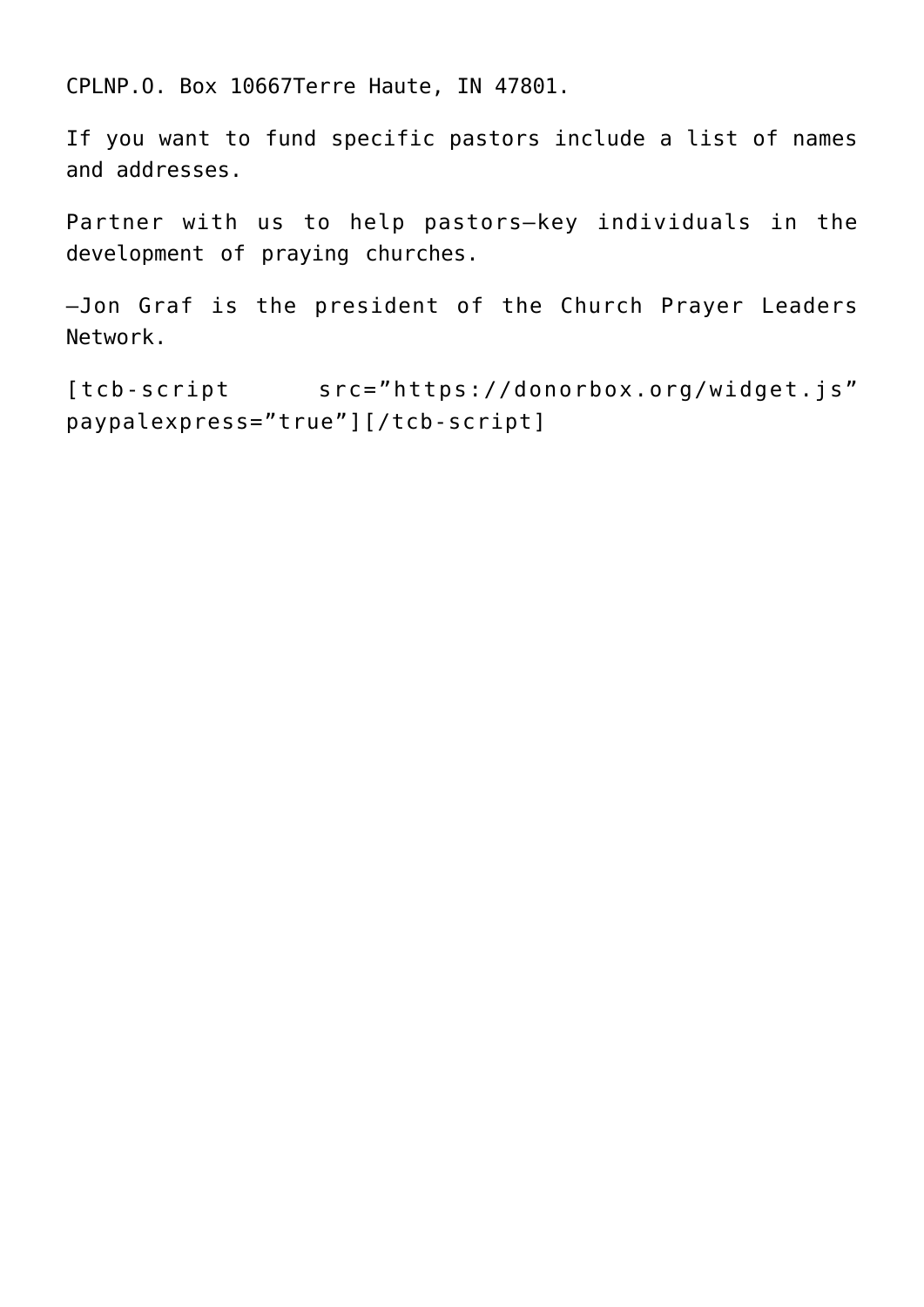CPLNP.O. Box 10667Terre Haute, IN 47801.

If you want to fund specific pastors include a list of names and addresses.

Partner with us to help pastors—key individuals in the development of praying churches.

—Jon Graf is the president of the Church Prayer Leaders Network.

[tcb-script src="https://donorbox.org/widget.js" paypalexpress="true"][/tcb-script]